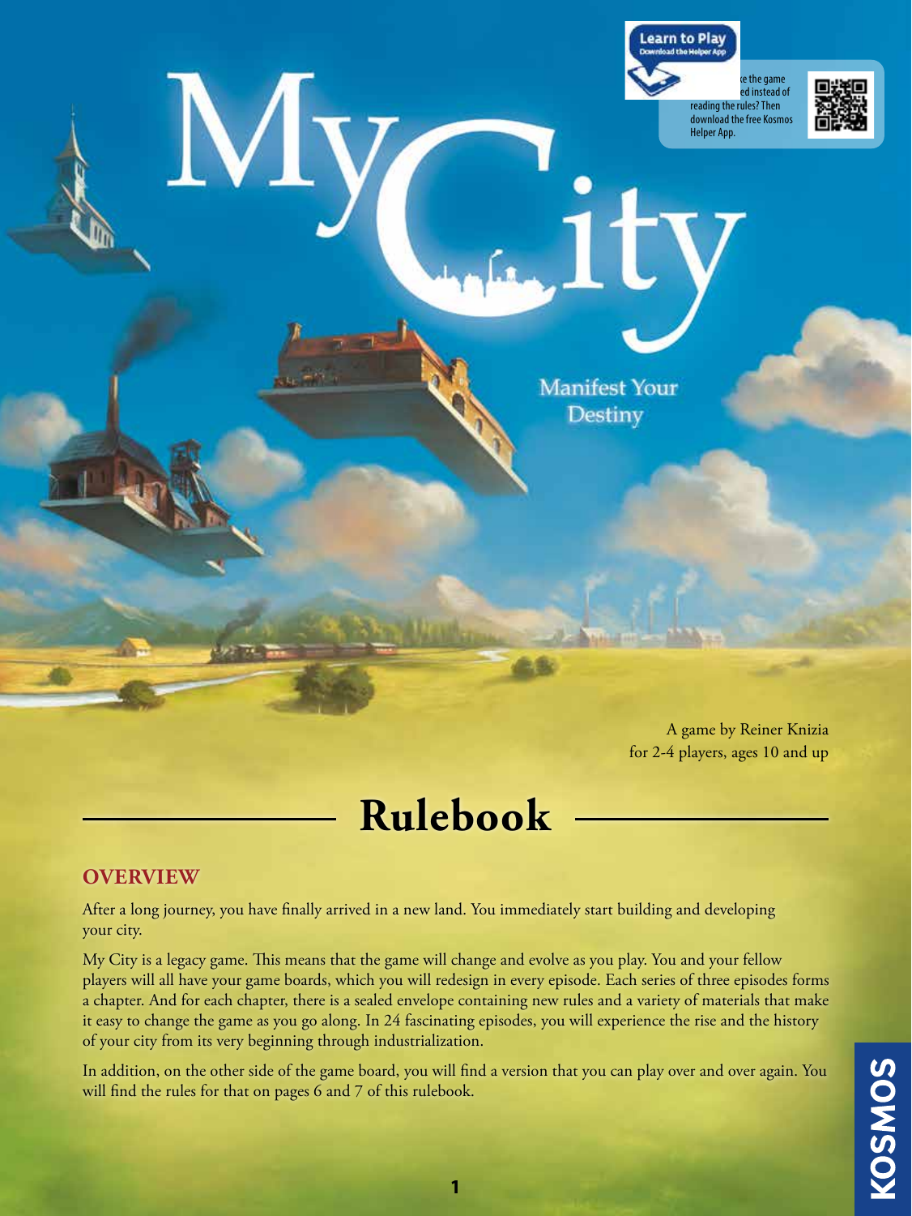# My City

Manifest Your Destiny

**Learn to Play**
Download the Helper App

…e the game …ed instead of reading the rules? Then download the free Kosmos Helper App.

A game by Reiner Knizia
for 2-4 players, ages 10 and up

## Rulebook

### OVERVIEW

After a long journey, you have finally arrived in a new land. You immediately start building and developing your city.

My City is a legacy game. This means that the game will change and evolve as you play. You and your fellow players will all have your game boards, which you will redesign in every episode. Each series of three episodes forms a chapter. And for each chapter, there is a sealed envelope containing new rules and a variety of materials that make it easy to change the game as you go along. In 24 fascinating episodes, you will experience the rise and the history of your city from its very beginning through industrialization.

In addition, on the other side of the game board, you will find a version that you can play over and over again. You will find the rules for that on pages 6 and 7 of this rulebook.

KOSMOS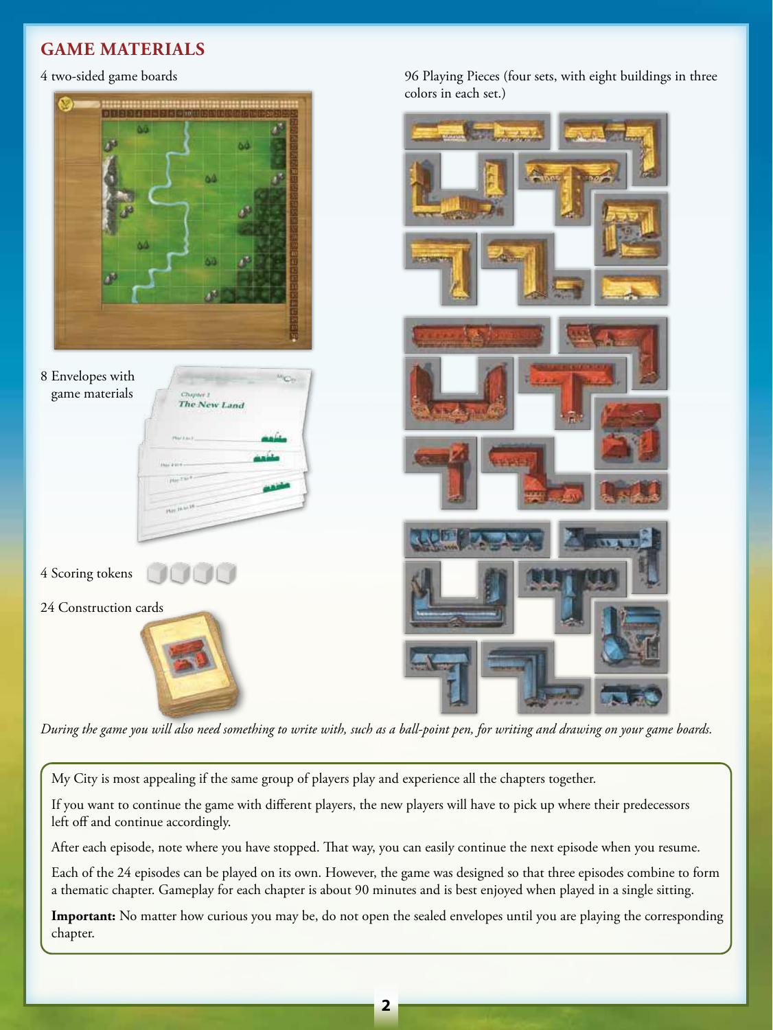## GAME MATERIALS

4 two-sided game boards

8 Envelopes with game materials

4 Scoring tokens

24 Construction cards

96 Playing Pieces (four sets, with eight buildings in three colors in each set.)

*During the game you will also need something to write with, such as a ball-point pen, for writing and drawing on your game boards.*

My City is most appealing if the same group of players play and experience all the chapters together.

If you want to continue the game with different players, the new players will have to pick up where their predecessors left off and continue accordingly.

After each episode, note where you have stopped. That way, you can easily continue the next episode when you resume.

Each of the 24 episodes can be played on its own. However, the game was designed so that three episodes combine to form a thematic chapter. Gameplay for each chapter is about 90 minutes and is best enjoyed when played in a single sitting.

**Important:** No matter how curious you may be, do not open the sealed envelopes until you are playing the corresponding chapter.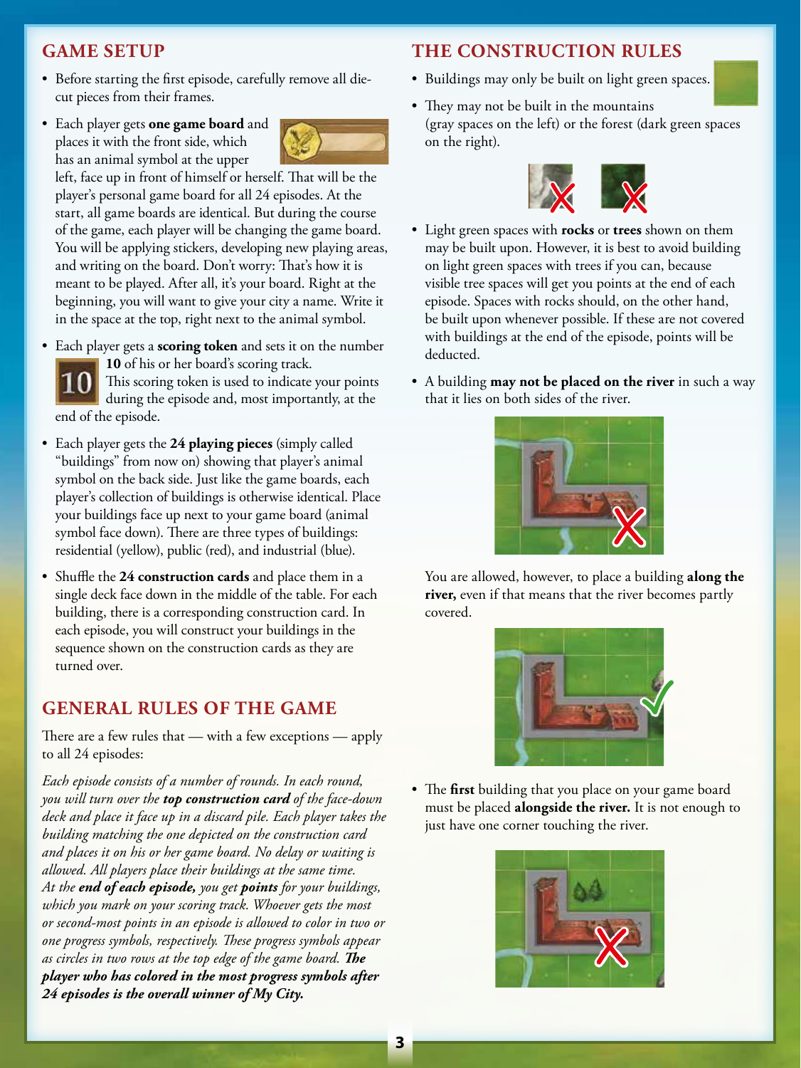## GAME SETUP

- Before starting the first episode, carefully remove all die-cut pieces from their frames.
- Each player gets **one game board** and places it with the front side, which has an animal symbol at the upper left, face up in front of himself or herself. That will be the player's personal game board for all 24 episodes. At the start, all game boards are identical. But during the course of the game, each player will be changing the game board. You will be applying stickers, developing new playing areas, and writing on the board. Don't worry: That's how it is meant to be played. After all, it's your board. Right at the beginning, you will want to give your city a name. Write it in the space at the top, right next to the animal symbol.
- Each player gets a **scoring token** and sets it on the number **10** of his or her board's scoring track. This scoring token is used to indicate your points during the episode and, most importantly, at the end of the episode.
- Each player gets the **24 playing pieces** (simply called "buildings" from now on) showing that player's animal symbol on the back side. Just like the game boards, each player's collection of buildings is otherwise identical. Place your buildings face up next to your game board (animal symbol face down). There are three types of buildings: residential (yellow), public (red), and industrial (blue).
- Shuffle the **24 construction cards** and place them in a single deck face down in the middle of the table. For each building, there is a corresponding construction card. In each episode, you will construct your buildings in the sequence shown on the construction cards as they are turned over.

## GENERAL RULES OF THE GAME

There are a few rules that — with a few exceptions — apply to all 24 episodes:

*Each episode consists of a number of rounds. In each round, you will turn over the* ***top construction card*** *of the face-down deck and place it face up in a discard pile. Each player takes the building matching the one depicted on the construction card and places it on his or her game board. No delay or waiting is allowed. All players place their buildings at the same time. At the* ***end of each episode,*** *you get* ***points*** *for your buildings, which you mark on your scoring track. Whoever gets the most or second-most points in an episode is allowed to color in two or one progress symbols, respectively. These progress symbols appear as circles in two rows at the top edge of the game board.* ***The player who has colored in the most progress symbols after 24 episodes is the overall winner of My City.***

## THE CONSTRUCTION RULES

- Buildings may only be built on light green spaces.
- They may not be built in the mountains (gray spaces on the left) or the forest (dark green spaces on the right).
- Light green spaces with **rocks** or **trees** shown on them may be built upon. However, it is best to avoid building on light green spaces with trees if you can, because visible tree spaces will get you points at the end of each episode. Spaces with rocks should, on the other hand, be built upon whenever possible. If these are not covered with buildings at the end of the episode, points will be deducted.
- A building **may not be placed on the river** in such a way that it lies on both sides of the river.

  You are allowed, however, to place a building **along the river,** even if that means that the river becomes partly covered.

- The **first** building that you place on your game board must be placed **alongside the river.** It is not enough to just have one corner touching the river.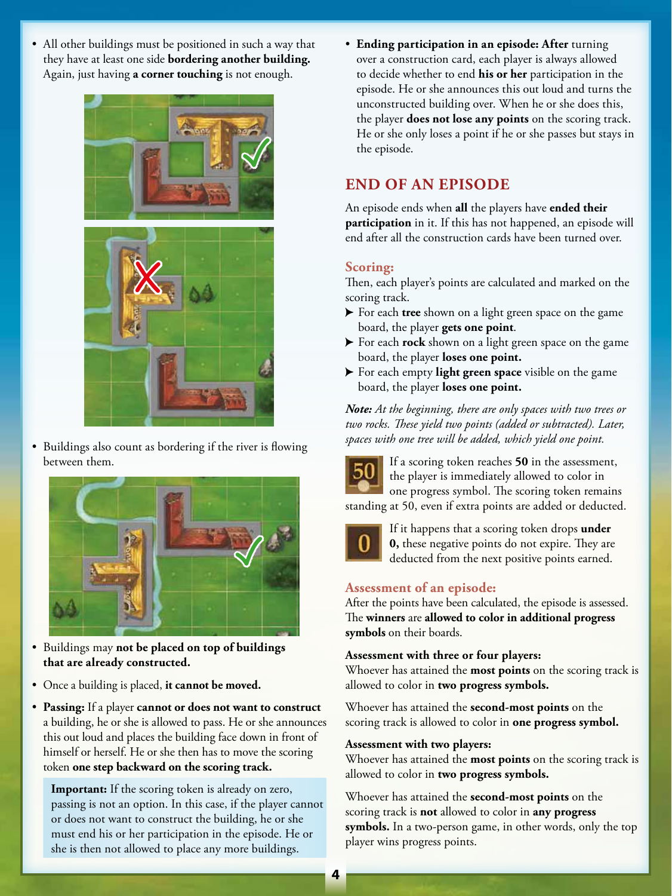- All other buildings must be positioned in such a way that they have at least one side **bordering another building.** Again, just having **a corner touching** is not enough.

- Buildings also count as bordering if the river is flowing between them.

- Buildings may **not be placed on top of buildings that are already constructed.**

- Once a building is placed, **it cannot be moved.**

- **Passing:** If a player **cannot or does not want to construct** a building, he or she is allowed to pass. He or she announces this out loud and places the building face down in front of himself or herself. He or she then has to move the scoring token **one step backward on the scoring track.**

> **Important:** If the scoring token is already on zero, passing is not an option. In this case, if the player cannot or does not want to construct the building, he or she must end his or her participation in the episode. He or she is then not allowed to place any more buildings.

- **Ending participation in an episode: After** turning over a construction card, each player is always allowed to decide whether to end **his or her** participation in the episode. He or she announces this out loud and turns the unconstructed building over. When he or she does this, the player **does not lose any points** on the scoring track. He or she only loses a point if he or she passes but stays in the episode.

## END OF AN EPISODE

An episode ends when **all** the players have **ended their participation** in it. If this has not happened, an episode will end after all the construction cards have been turned over.

### Scoring:

Then, each player's points are calculated and marked on the scoring track.

- For each **tree** shown on a light green space on the game board, the player **gets one point**.
- For each **rock** shown on a light green space on the game board, the player **loses one point.**
- For each empty **light green space** visible on the game board, the player **loses one point.**

***Note:*** *At the beginning, there are only spaces with two trees or two rocks. These yield two points (added or subtracted). Later, spaces with one tree will be added, which yield one point.*

If a scoring token reaches **50** in the assessment, the player is immediately allowed to color in one progress symbol. The scoring token remains standing at 50, even if extra points are added or deducted.

If it happens that a scoring token drops **under 0,** these negative points do not expire. They are deducted from the next positive points earned.

### Assessment of an episode:

After the points have been calculated, the episode is assessed. The **winners** are **allowed to color in additional progress symbols** on their boards.

**Assessment with three or four players:**

Whoever has attained the **most points** on the scoring track is allowed to color in **two progress symbols.**

Whoever has attained the **second-most points** on the scoring track is allowed to color in **one progress symbol.**

**Assessment with two players:**

Whoever has attained the **most points** on the scoring track is allowed to color in **two progress symbols.**

Whoever has attained the **second-most points** on the scoring track is **not** allowed to color in **any progress symbols.** In a two-person game, in other words, only the top player wins progress points.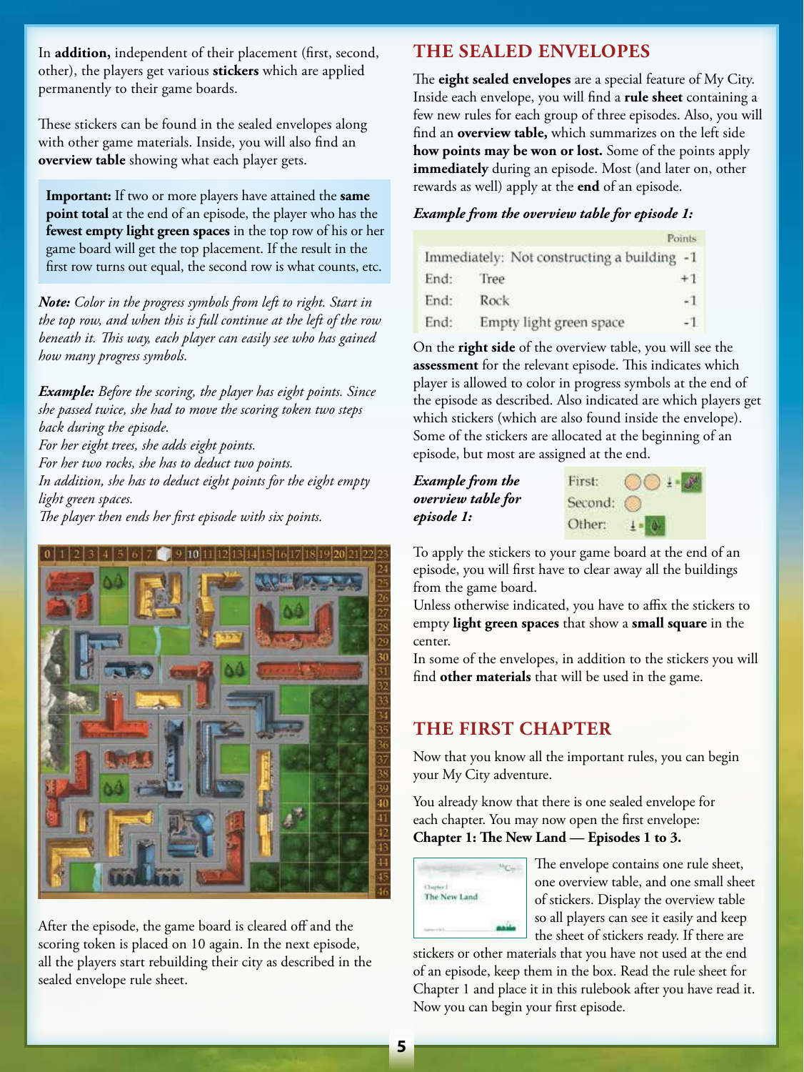In **addition,** independent of their placement (first, second, other), the players get various **stickers** which are applied permanently to their game boards.

These stickers can be found in the sealed envelopes along with other game materials. Inside, you will also find an **overview table** showing what each player gets.

> **Important:** If two or more players have attained the **same point total** at the end of an episode, the player who has the **fewest empty light green spaces** in the top row of his or her game board will get the top placement. If the result in the first row turns out equal, the second row is what counts, etc.

***Note:*** *Color in the progress symbols from left to right. Start in the top row, and when this is full continue at the left of the row beneath it. This way, each player can easily see who has gained how many progress symbols.*

***Example:*** *Before the scoring, the player has eight points. Since she passed twice, she had to move the scoring token two steps back during the episode.*
*For her eight trees, she adds eight points.*
*For her two rocks, she has to deduct two points.*
*In addition, she has to deduct eight points for the eight empty light green spaces.*
*The player then ends her first episode with six points.*

After the episode, the game board is cleared off and the scoring token is placed on 10 again. In the next episode, all the players start rebuilding their city as described in the sealed envelope rule sheet.

## THE SEALED ENVELOPES

The **eight sealed envelopes** are a special feature of My City. Inside each envelope, you will find a **rule sheet** containing a few new rules for each group of three episodes. Also, you will find an **overview table,** which summarizes on the left side **how points may be won or lost.** Some of the points apply **immediately** during an episode. Most (and later on, other rewards as well) apply at the **end** of an episode.

***Example from the overview table for episode 1:***

| | | Points |
|---|---|---|
| Immediately: | Not constructing a building | -1 |
| End: | Tree | +1 |
| End: | Rock | -1 |
| End: | Empty light green space | -1 |

On the **right side** of the overview table, you will see the **assessment** for the relevant episode. This indicates which player is allowed to color in progress symbols at the end of the episode as described. Also indicated are which players get which stickers (which are also found inside the envelope). Some of the stickers are allocated at the beginning of an episode, but most are assigned at the end.

***Example from the overview table for episode 1:***

First:
Second:
Other:

To apply the stickers to your game board at the end of an episode, you will first have to clear away all the buildings from the game board.
Unless otherwise indicated, you have to affix the stickers to empty **light green spaces** that show a **small square** in the center.
In some of the envelopes, in addition to the stickers you will find **other materials** that will be used in the game.

## THE FIRST CHAPTER

Now that you know all the important rules, you can begin your My City adventure.

You already know that there is one sealed envelope for each chapter. You may now open the first envelope:
**Chapter 1: The New Land — Episodes 1 to 3.**

The envelope contains one rule sheet, one overview table, and one small sheet of stickers. Display the overview table so all players can see it easily and keep the sheet of stickers ready. If there are stickers or other materials that you have not used at the end of an episode, keep them in the box. Read the rule sheet for Chapter 1 and place it in this rulebook after you have read it. Now you can begin your first episode.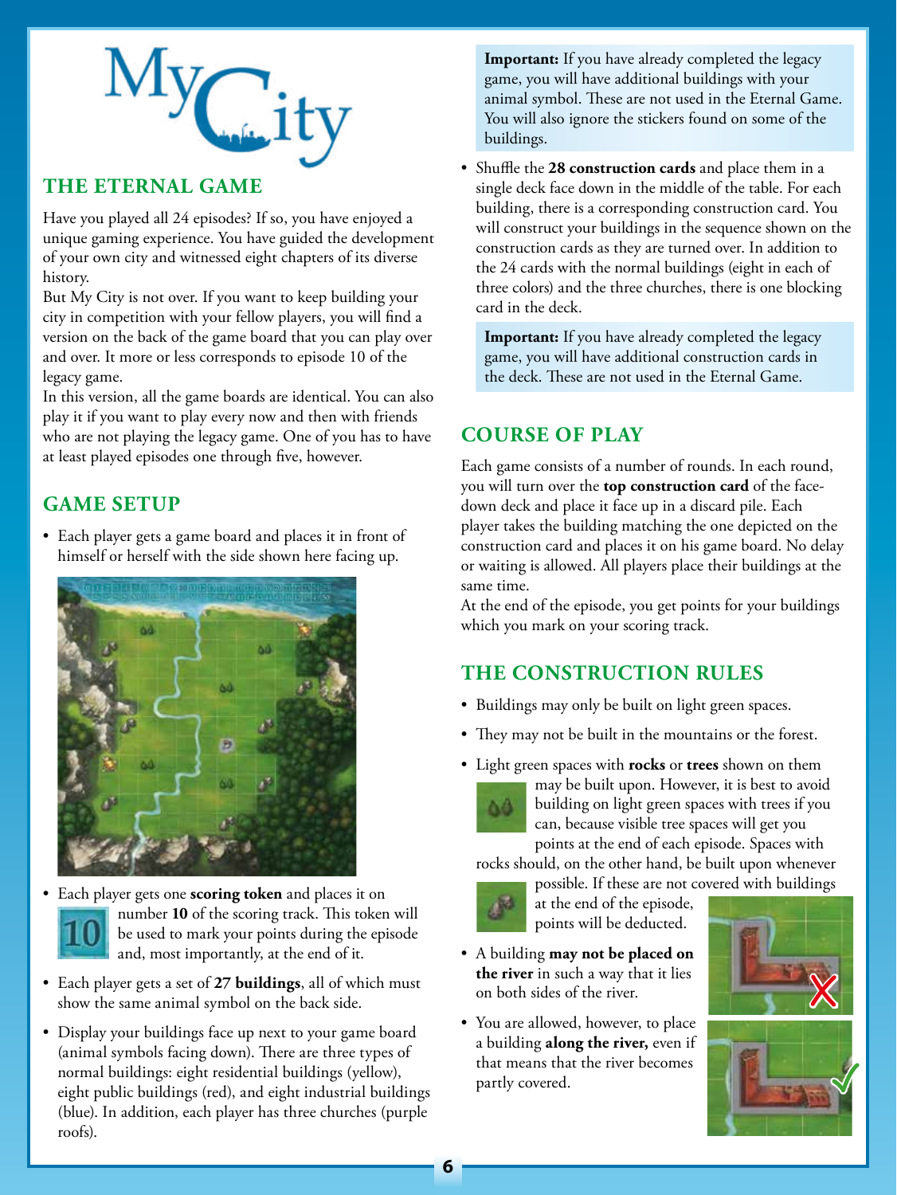# My City

## THE ETERNAL GAME

Have you played all 24 episodes? If so, you have enjoyed a unique gaming experience. You have guided the development of your own city and witnessed eight chapters of its diverse history.

But My City is not over. If you want to keep building your city in competition with your fellow players, you will find a version on the back of the game board that you can play over and over. It more or less corresponds to episode 10 of the legacy game.

In this version, all the game boards are identical. You can also play it if you want to play every now and then with friends who are not playing the legacy game. One of you has to have at least played episodes one through five, however.

## GAME SETUP

- Each player gets a game board and places it in front of himself or herself with the side shown here facing up.
- Each player gets one **scoring token** and places it on number **10** of the scoring track. This token will be used to mark your points during the episode and, most importantly, at the end of it.
- Each player gets a set of **27 buildings**, all of which must show the same animal symbol on the back side.
- Display your buildings face up next to your game board (animal symbols facing down). There are three types of normal buildings: eight residential buildings (yellow), eight public buildings (red), and eight industrial buildings (blue). In addition, each player has three churches (purple roofs).

**Important:** If you have already completed the legacy game, you will have additional buildings with your animal symbol. These are not used in the Eternal Game. You will also ignore the stickers found on some of the buildings.

- Shuffle the **28 construction cards** and place them in a single deck face down in the middle of the table. For each building, there is a corresponding construction card. You will construct your buildings in the sequence shown on the construction cards as they are turned over. In addition to the 24 cards with the normal buildings (eight in each of three colors) and the three churches, there is one blocking card in the deck.

**Important:** If you have already completed the legacy game, you will have additional construction cards in the deck. These are not used in the Eternal Game.

## COURSE OF PLAY

Each game consists of a number of rounds. In each round, you will turn over the **top construction card** of the face-down deck and place it face up in a discard pile. Each player takes the building matching the one depicted on the construction card and places it on his game board. No delay or waiting is allowed. All players place their buildings at the same time.

At the end of the episode, you get points for your buildings which you mark on your scoring track.

## THE CONSTRUCTION RULES

- Buildings may only be built on light green spaces.
- They may not be built in the mountains or the forest.
- Light green spaces with **rocks** or **trees** shown on them may be built upon. However, it is best to avoid building on light green spaces with trees if you can, because visible tree spaces will get you points at the end of each episode. Spaces with rocks should, on the other hand, be built upon whenever possible. If these are not covered with buildings at the end of the episode, points will be deducted.
- A building **may not be placed on the river** in such a way that it lies on both sides of the river.
- You are allowed, however, to place a building **along the river,** even if that means that the river becomes partly covered.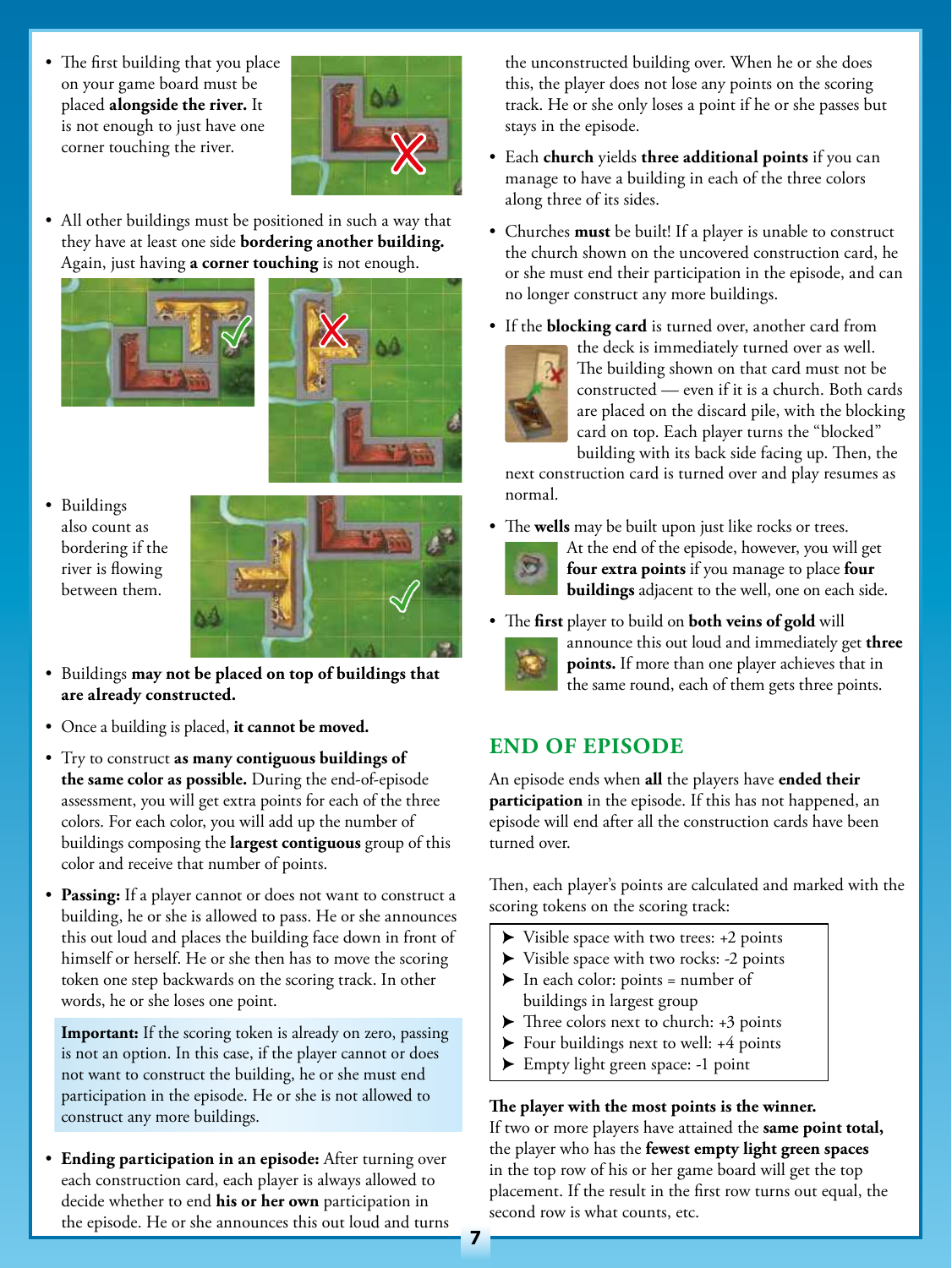- The first building that you place on your game board must be placed **alongside the river.** It is not enough to just have one corner touching the river.

- All other buildings must be positioned in such a way that they have at least one side **bordering another building.** Again, just having **a corner touching** is not enough.

- Buildings also count as bordering if the river is flowing between them.

- Buildings **may not be placed on top of buildings that are already constructed.**

- Once a building is placed, **it cannot be moved.**

- Try to construct **as many contiguous buildings of the same color as possible.** During the end-of-episode assessment, you will get extra points for each of the three colors. For each color, you will add up the number of buildings composing the **largest contiguous** group of this color and receive that number of points.

- **Passing:** If a player cannot or does not want to construct a building, he or she is allowed to pass. He or she announces this out loud and places the building face down in front of himself or herself. He or she then has to move the scoring token one step backwards on the scoring track. In other words, he or she loses one point.

  **Important:** If the scoring token is already on zero, passing is not an option. In this case, if the player cannot or does not want to construct the building, he or she must end participation in the episode. He or she is not allowed to construct any more buildings.

- **Ending participation in an episode:** After turning over each construction card, each player is always allowed to decide whether to end **his or her own** participation in the episode. He or she announces this out loud and turns the unconstructed building over. When he or she does this, the player does not lose any points on the scoring track. He or she only loses a point if he or she passes but stays in the episode.

- Each **church** yields **three additional points** if you can manage to have a building in each of the three colors along three of its sides.

- Churches **must** be built! If a player is unable to construct the church shown on the uncovered construction card, he or she must end their participation in the episode, and can no longer construct any more buildings.

- If the **blocking card** is turned over, another card from the deck is immediately turned over as well. The building shown on that card must not be constructed — even if it is a church. Both cards are placed on the discard pile, with the blocking card on top. Each player turns the "blocked" building with its back side facing up. Then, the next construction card is turned over and play resumes as normal.

- The **wells** may be built upon just like rocks or trees. At the end of the episode, however, you will get **four extra points** if you manage to place **four buildings** adjacent to the well, one on each side.

- The **first** player to build on **both veins of gold** will announce this out loud and immediately get **three points.** If more than one player achieves that in the same round, each of them gets three points.

## END OF EPISODE

An episode ends when **all** the players have **ended their participation** in the episode. If this has not happened, an episode will end after all the construction cards have been turned over.

Then, each player's points are calculated and marked with the scoring tokens on the scoring track:

- Visible space with two trees: +2 points
- Visible space with two rocks: -2 points
- In each color: points = number of buildings in largest group
- Three colors next to church: +3 points
- Four buildings next to well: +4 points
- Empty light green space: -1 point

**The player with the most points is the winner.**
If two or more players have attained the **same point total,** the player who has the **fewest empty light green spaces** in the top row of his or her game board will get the top placement. If the result in the first row turns out equal, the second row is what counts, etc.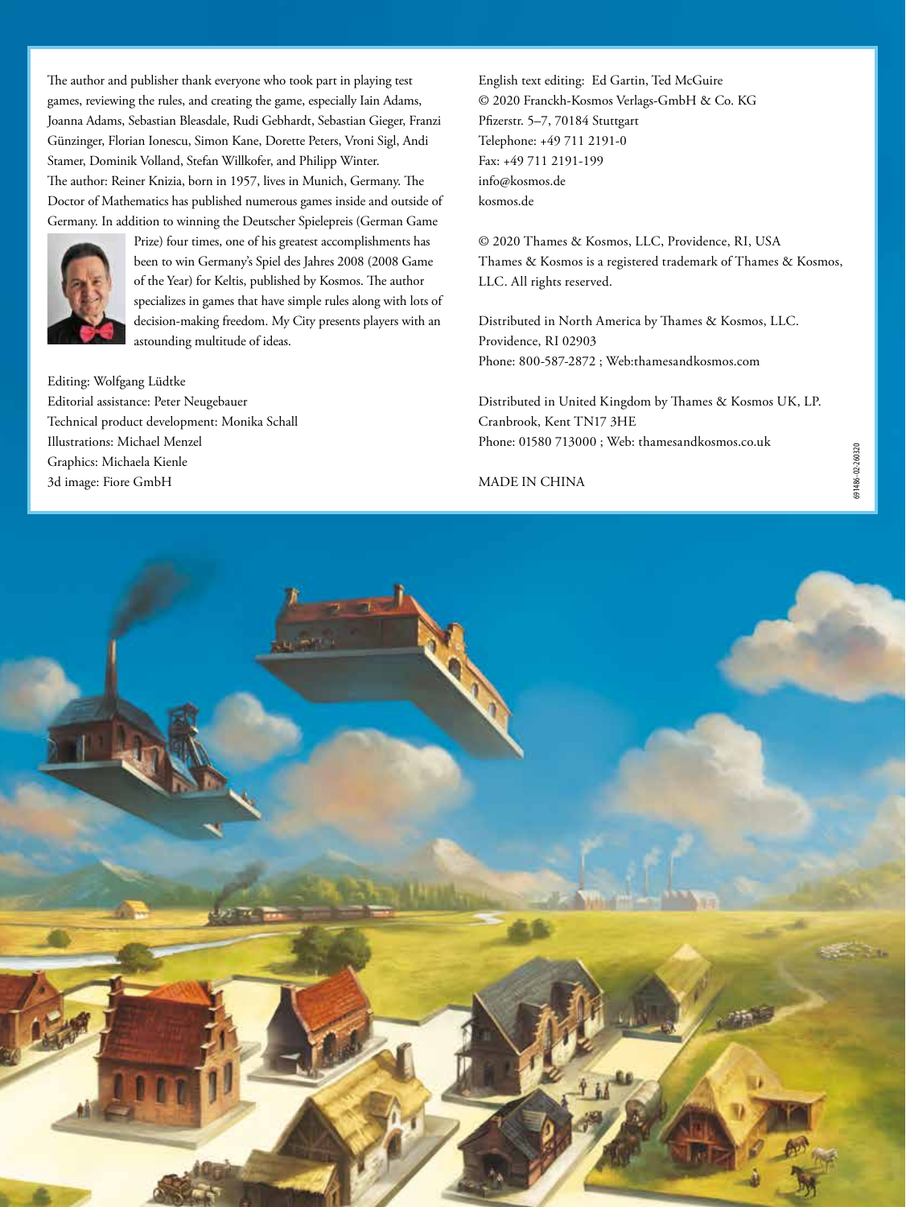The author and publisher thank everyone who took part in playing test games, reviewing the rules, and creating the game, especially Iain Adams, Joanna Adams, Sebastian Bleasdale, Rudi Gebhardt, Sebastian Gieger, Franzi Günzinger, Florian Ionescu, Simon Kane, Dorette Peters, Vroni Sigl, Andi Stamer, Dominik Volland, Stefan Willkofer, and Philipp Winter.

The author: Reiner Knizia, born in 1957, lives in Munich, Germany. The Doctor of Mathematics has published numerous games inside and outside of Germany. In addition to winning the Deutscher Spielepreis (German Game Prize) four times, one of his greatest accomplishments has been to win Germany's Spiel des Jahres 2008 (2008 Game of the Year) for Keltis, published by Kosmos. The author specializes in games that have simple rules along with lots of decision-making freedom. My City presents players with an astounding multitude of ideas.

Editing: Wolfgang Lüdtke
Editorial assistance: Peter Neugebauer
Technical product development: Monika Schall
Illustrations: Michael Menzel
Graphics: Michaela Kienle
3d image: Fiore GmbH

English text editing: Ed Gartin, Ted McGuire
© 2020 Franckh-Kosmos Verlags-GmbH & Co. KG
Pfizerstr. 5–7, 70184 Stuttgart
Telephone: +49 711 2191-0
Fax: +49 711 2191-199
info@kosmos.de
kosmos.de

© 2020 Thames & Kosmos, LLC, Providence, RI, USA
Thames & Kosmos is a registered trademark of Thames & Kosmos, LLC. All rights reserved.

Distributed in North America by Thames & Kosmos, LLC.
Providence, RI 02903
Phone: 800-587-2872 ; Web:thamesandkosmos.com

Distributed in United Kingdom by Thames & Kosmos UK, LP.
Cranbrook, Kent TN17 3HE
Phone: 01580 713000 ; Web: thamesandkosmos.co.uk

MADE IN CHINA

691486-02-260320